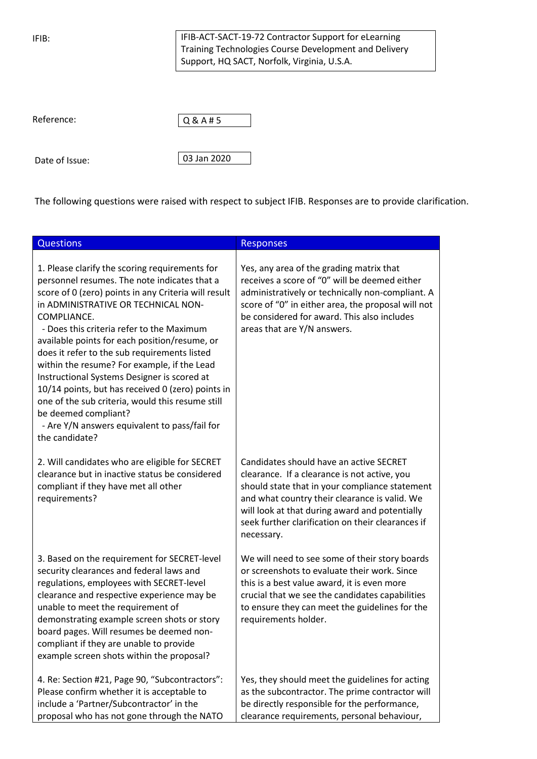IFIB: IFIB-ACT-SACT-19-72 Contractor Support for eLearning Training Technologies Course Development and Delivery Support, HQ SACT, Norfolk, Virginia, U.S.A.

Reference: Q & A # 5

Date of Issue: 03 Jan 2020

The following questions were raised with respect to subject IFIB. Responses are to provide clarification.

| Questions | Responses |
|---|---|
| 1. Please clarify the scoring requirements for personnel resumes. The note indicates that a score of 0 (zero) points in any Criteria will result in ADMINISTRATIVE OR TECHNICAL NON-COMPLIANCE.<br>- Does this criteria refer to the Maximum available points for each position/resume, or does it refer to the sub requirements listed within the resume? For example, if the Lead Instructional Systems Designer is scored at 10/14 points, but has received 0 (zero) points in one of the sub criteria, would this resume still be deemed compliant?<br>- Are Y/N answers equivalent to pass/fail for the candidate? | Yes, any area of the grading matrix that receives a score of "0" will be deemed either administratively or technically non-compliant. A score of "0" in either area, the proposal will not be considered for award. This also includes areas that are Y/N answers. |
| 2. Will candidates who are eligible for SECRET clearance but in inactive status be considered compliant if they have met all other requirements? | Candidates should have an active SECRET clearance. If a clearance is not active, you should state that in your compliance statement and what country their clearance is valid. We will look at that during award and potentially seek further clarification on their clearances if necessary. |
| 3. Based on the requirement for SECRET-level security clearances and federal laws and regulations, employees with SECRET-level clearance and respective experience may be unable to meet the requirement of demonstrating example screen shots or story board pages. Will resumes be deemed non-compliant if they are unable to provide example screen shots within the proposal? | We will need to see some of their story boards or screenshots to evaluate their work. Since this is a best value award, it is even more crucial that we see the candidates capabilities to ensure they can meet the guidelines for the requirements holder. |
| 4. Re: Section #21, Page 90, "Subcontractors": Please confirm whether it is acceptable to include a 'Partner/Subcontractor' in the proposal who has not gone through the NATO | Yes, they should meet the guidelines for acting as the subcontractor. The prime contractor will be directly responsible for the performance, clearance requirements, personal behaviour, |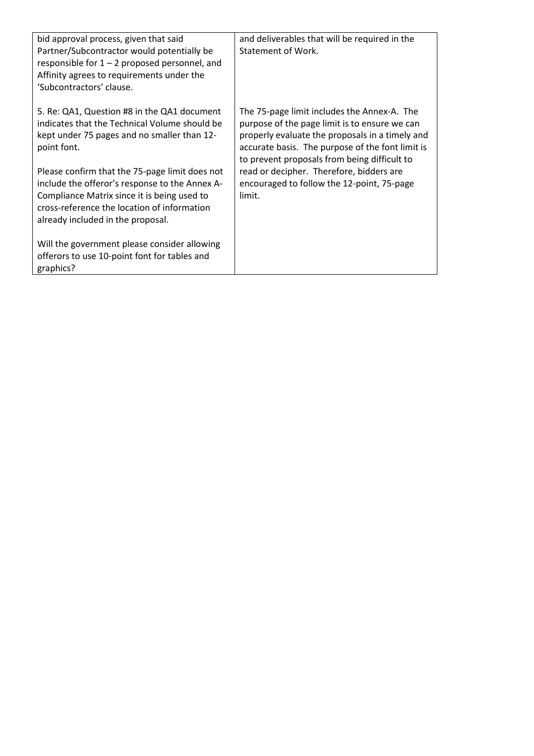| | |
|---|---|
| bid approval process, given that said Partner/Subcontractor would potentially be responsible for 1 – 2 proposed personnel, and Affinity agrees to requirements under the 'Subcontractors' clause. | and deliverables that will be required in the Statement of Work. |
| 5. Re: QA1, Question #8 in the QA1 document indicates that the Technical Volume should be kept under 75 pages and no smaller than 12-point font.<br><br>Please confirm that the 75-page limit does not include the offeror's response to the Annex A-Compliance Matrix since it is being used to cross-reference the location of information already included in the proposal.<br><br>Will the government please consider allowing offerors to use 10-point font for tables and graphics? | The 75-page limit includes the Annex-A. The purpose of the page limit is to ensure we can properly evaluate the proposals in a timely and accurate basis. The purpose of the font limit is to prevent proposals from being difficult to read or decipher. Therefore, bidders are encouraged to follow the 12-point, 75-page limit. |